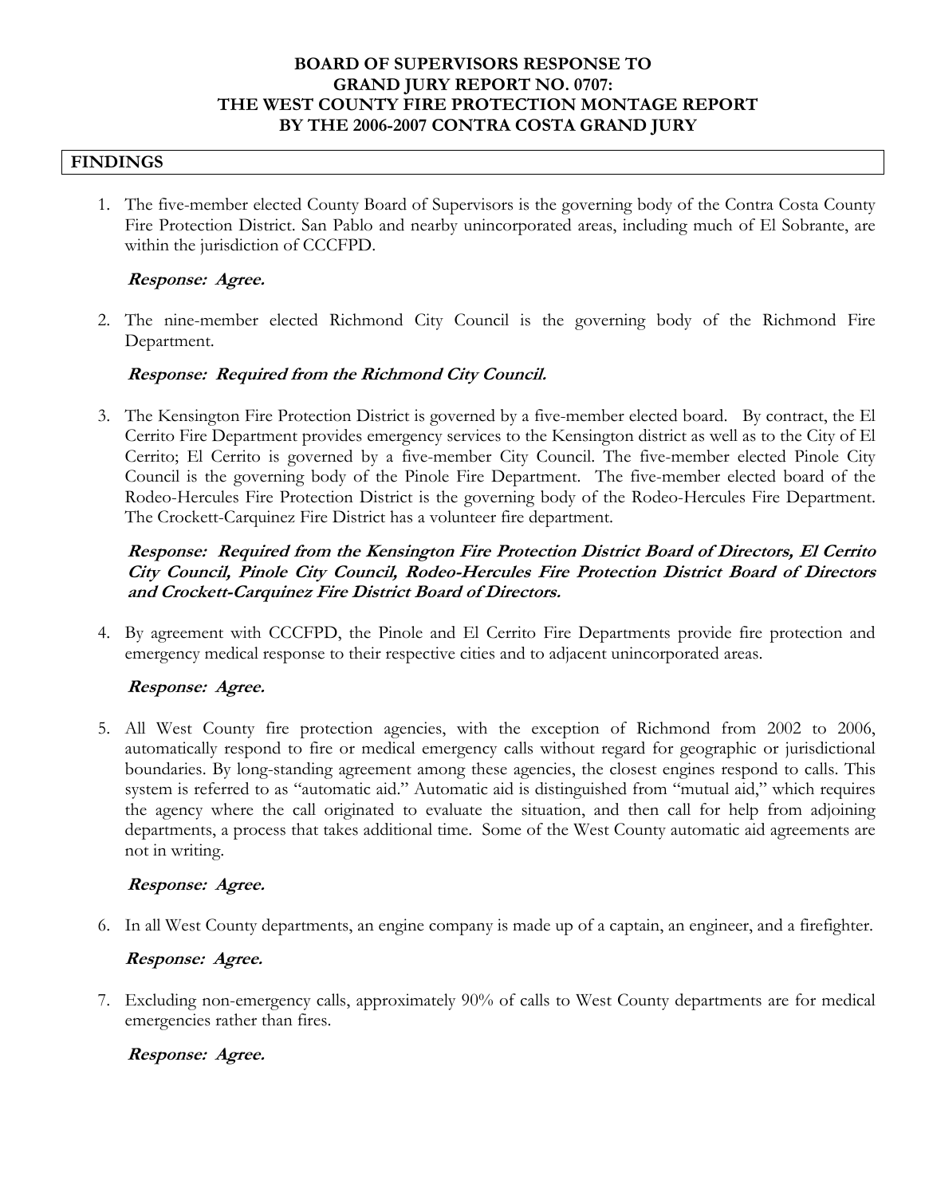# BOARD OF SUPERVISORS RESPONSE TO GRAND JURY REPORT NO. 0707: THE WEST COUNTY FIRE PROTECTION MONTAGE REPORT BY THE 2006-2007 CONTRA COSTA GRAND JURY

## FINDINGS

1. The five-member elected County Board of Supervisors is the governing body of the Contra Costa County Fire Protection District. San Pablo and nearby unincorporated areas, including much of El Sobrante, are within the jurisdiction of CCCFPD.

   ***Response: Agree.***

2. The nine-member elected Richmond City Council is the governing body of the Richmond Fire Department.

   ***Response: Required from the Richmond City Council.***

3. The Kensington Fire Protection District is governed by a five-member elected board. By contract, the El Cerrito Fire Department provides emergency services to the Kensington district as well as to the City of El Cerrito; El Cerrito is governed by a five-member City Council. The five-member elected Pinole City Council is the governing body of the Pinole Fire Department. The five-member elected board of the Rodeo-Hercules Fire Protection District is the governing body of the Rodeo-Hercules Fire Department. The Crockett-Carquinez Fire District has a volunteer fire department.

   ***Response: Required from the Kensington Fire Protection District Board of Directors, El Cerrito City Council, Pinole City Council, Rodeo-Hercules Fire Protection District Board of Directors and Crockett-Carquinez Fire District Board of Directors.***

4. By agreement with CCCFPD, the Pinole and El Cerrito Fire Departments provide fire protection and emergency medical response to their respective cities and to adjacent unincorporated areas.

   ***Response: Agree.***

5. All West County fire protection agencies, with the exception of Richmond from 2002 to 2006, automatically respond to fire or medical emergency calls without regard for geographic or jurisdictional boundaries. By long-standing agreement among these agencies, the closest engines respond to calls. This system is referred to as "automatic aid." Automatic aid is distinguished from "mutual aid," which requires the agency where the call originated to evaluate the situation, and then call for help from adjoining departments, a process that takes additional time. Some of the West County automatic aid agreements are not in writing.

   ***Response: Agree.***

6. In all West County departments, an engine company is made up of a captain, an engineer, and a firefighter.

   ***Response: Agree.***

7. Excluding non-emergency calls, approximately 90% of calls to West County departments are for medical emergencies rather than fires.

   ***Response: Agree.***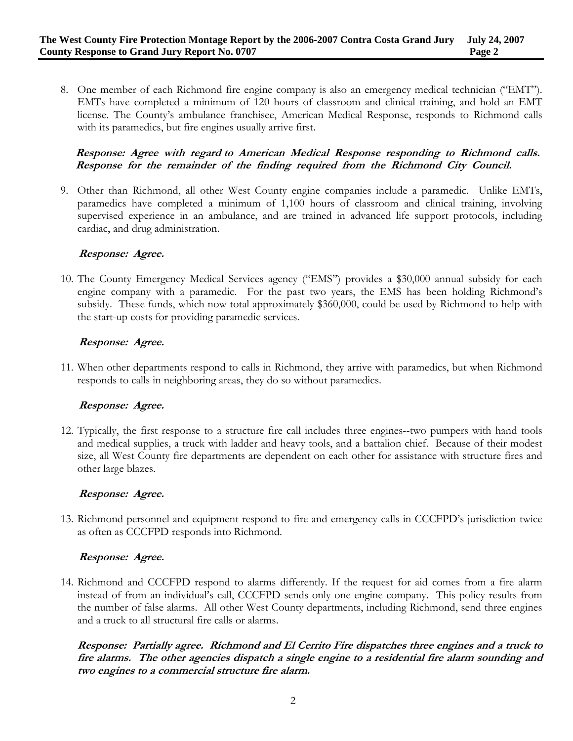8. One member of each Richmond fire engine company is also an emergency medical technician ("EMT"). EMTs have completed a minimum of 120 hours of classroom and clinical training, and hold an EMT license. The County's ambulance franchisee, American Medical Response, responds to Richmond calls with its paramedics, but fire engines usually arrive first.

   ***Response: Agree with regard to American Medical Response responding to Richmond calls. Response for the remainder of the finding required from the Richmond City Council.***

9. Other than Richmond, all other West County engine companies include a paramedic. Unlike EMTs, paramedics have completed a minimum of 1,100 hours of classroom and clinical training, involving supervised experience in an ambulance, and are trained in advanced life support protocols, including cardiac, and drug administration.

   ***Response: Agree.***

10. The County Emergency Medical Services agency ("EMS") provides a $30,000 annual subsidy for each engine company with a paramedic. For the past two years, the EMS has been holding Richmond's subsidy. These funds, which now total approximately $360,000, could be used by Richmond to help with the start-up costs for providing paramedic services.

    ***Response: Agree.***

11. When other departments respond to calls in Richmond, they arrive with paramedics, but when Richmond responds to calls in neighboring areas, they do so without paramedics.

    ***Response: Agree.***

12. Typically, the first response to a structure fire call includes three engines--two pumpers with hand tools and medical supplies, a truck with ladder and heavy tools, and a battalion chief. Because of their modest size, all West County fire departments are dependent on each other for assistance with structure fires and other large blazes.

    ***Response: Agree.***

13. Richmond personnel and equipment respond to fire and emergency calls in CCCFPD's jurisdiction twice as often as CCCFPD responds into Richmond.

    ***Response: Agree.***

14. Richmond and CCCFPD respond to alarms differently. If the request for aid comes from a fire alarm instead of from an individual's call, CCCFPD sends only one engine company. This policy results from the number of false alarms. All other West County departments, including Richmond, send three engines and a truck to all structural fire calls or alarms.

    ***Response: Partially agree. Richmond and El Cerrito Fire dispatches three engines and a truck to fire alarms. The other agencies dispatch a single engine to a residential fire alarm sounding and two engines to a commercial structure fire alarm.***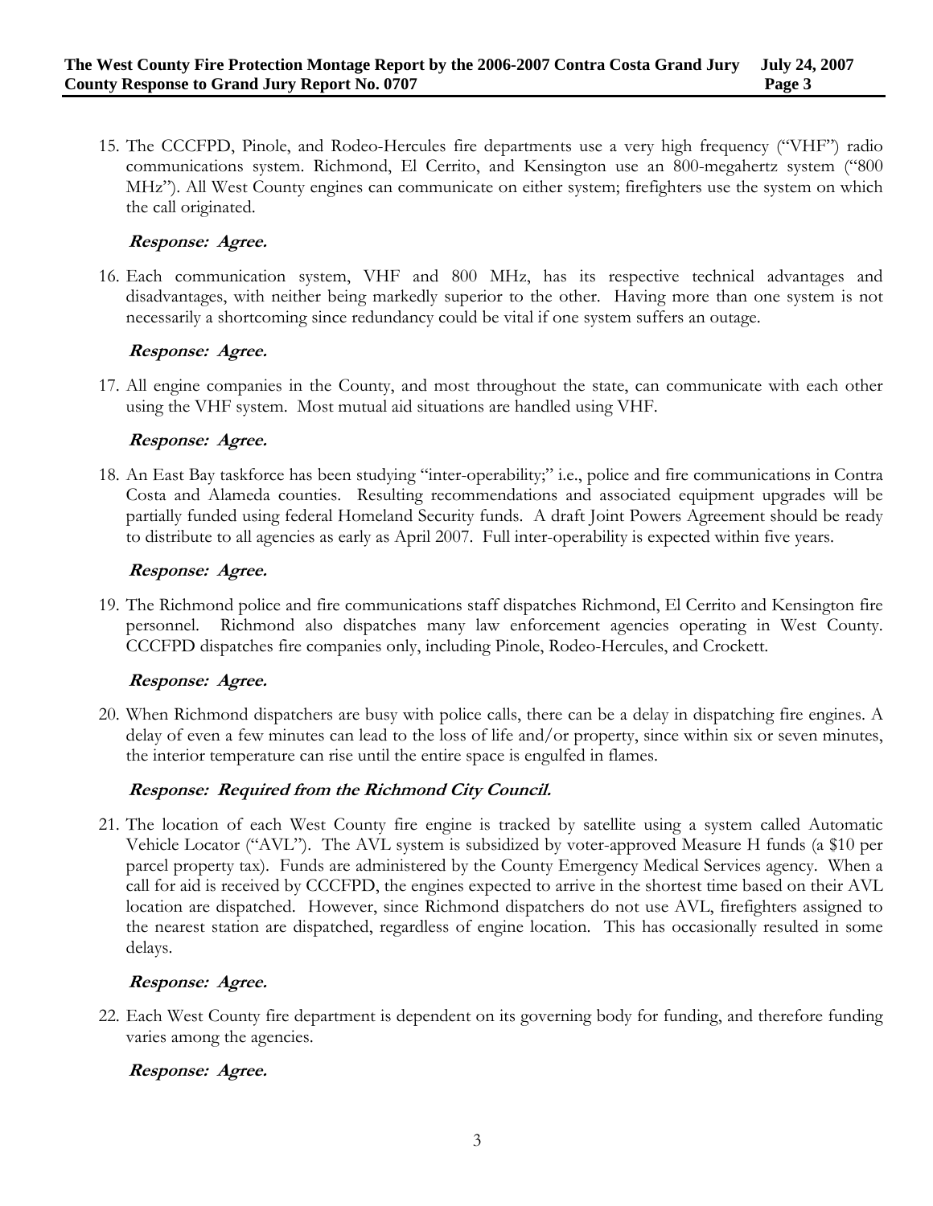15. The CCCFPD, Pinole, and Rodeo-Hercules fire departments use a very high frequency ("VHF") radio communications system. Richmond, El Cerrito, and Kensington use an 800-megahertz system ("800 MHz"). All West County engines can communicate on either system; firefighters use the system on which the call originated.

    ***Response: Agree.***

16. Each communication system, VHF and 800 MHz, has its respective technical advantages and disadvantages, with neither being markedly superior to the other. Having more than one system is not necessarily a shortcoming since redundancy could be vital if one system suffers an outage.

    ***Response: Agree.***

17. All engine companies in the County, and most throughout the state, can communicate with each other using the VHF system. Most mutual aid situations are handled using VHF.

    ***Response: Agree.***

18. An East Bay taskforce has been studying "inter-operability;" i.e., police and fire communications in Contra Costa and Alameda counties. Resulting recommendations and associated equipment upgrades will be partially funded using federal Homeland Security funds. A draft Joint Powers Agreement should be ready to distribute to all agencies as early as April 2007. Full inter-operability is expected within five years.

    ***Response: Agree.***

19. The Richmond police and fire communications staff dispatches Richmond, El Cerrito and Kensington fire personnel. Richmond also dispatches many law enforcement agencies operating in West County. CCCFPD dispatches fire companies only, including Pinole, Rodeo-Hercules, and Crockett.

    ***Response: Agree.***

20. When Richmond dispatchers are busy with police calls, there can be a delay in dispatching fire engines. A delay of even a few minutes can lead to the loss of life and/or property, since within six or seven minutes, the interior temperature can rise until the entire space is engulfed in flames.

    ***Response: Required from the Richmond City Council.***

21. The location of each West County fire engine is tracked by satellite using a system called Automatic Vehicle Locator ("AVL"). The AVL system is subsidized by voter-approved Measure H funds (a $10 per parcel property tax). Funds are administered by the County Emergency Medical Services agency. When a call for aid is received by CCCFPD, the engines expected to arrive in the shortest time based on their AVL location are dispatched. However, since Richmond dispatchers do not use AVL, firefighters assigned to the nearest station are dispatched, regardless of engine location. This has occasionally resulted in some delays.

    ***Response: Agree.***

22. Each West County fire department is dependent on its governing body for funding, and therefore funding varies among the agencies.

    ***Response: Agree.***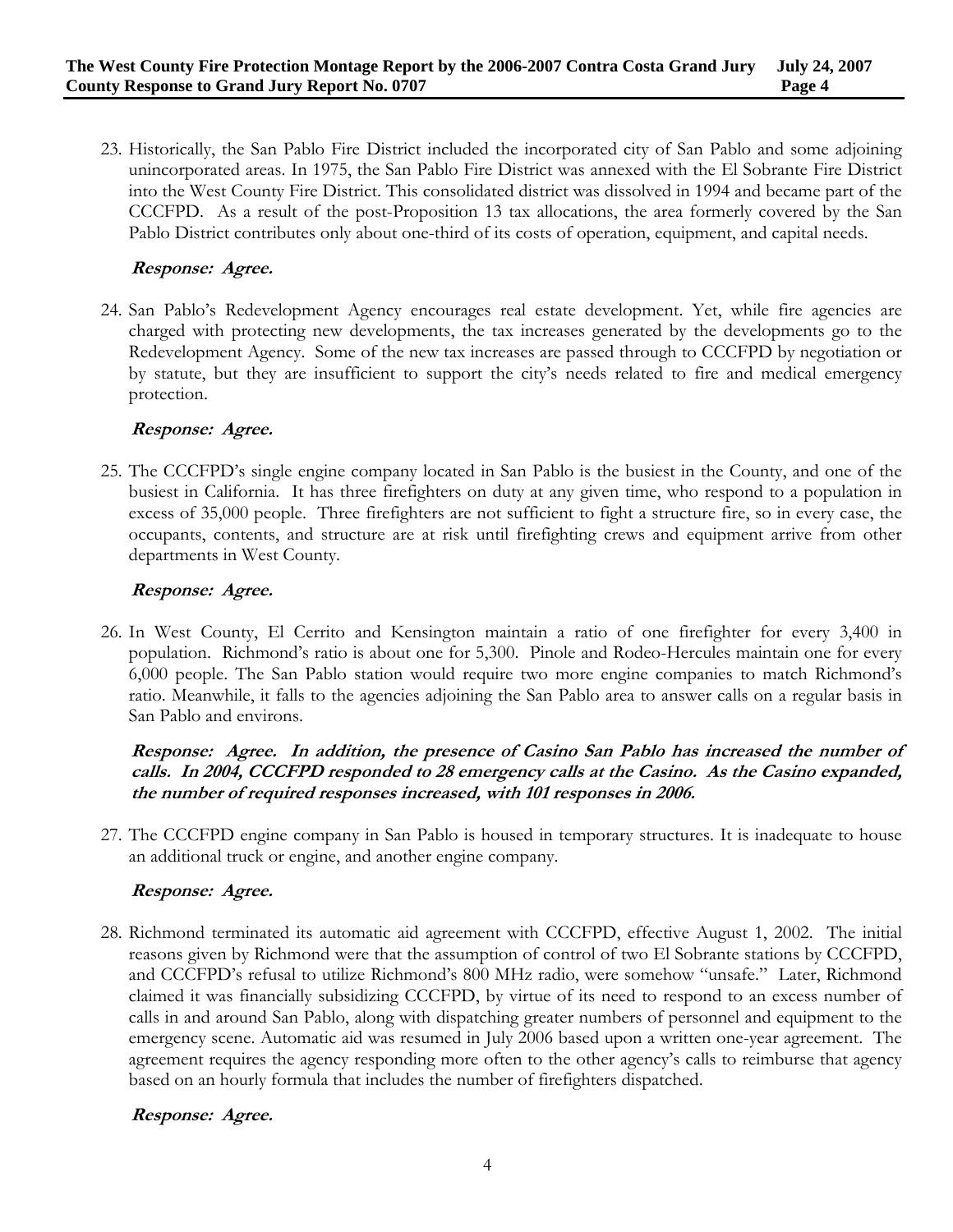23. Historically, the San Pablo Fire District included the incorporated city of San Pablo and some adjoining unincorporated areas. In 1975, the San Pablo Fire District was annexed with the El Sobrante Fire District into the West County Fire District. This consolidated district was dissolved in 1994 and became part of the CCCFPD. As a result of the post-Proposition 13 tax allocations, the area formerly covered by the San Pablo District contributes only about one-third of its costs of operation, equipment, and capital needs.

    ***Response: Agree.***

24. San Pablo's Redevelopment Agency encourages real estate development. Yet, while fire agencies are charged with protecting new developments, the tax increases generated by the developments go to the Redevelopment Agency. Some of the new tax increases are passed through to CCCFPD by negotiation or by statute, but they are insufficient to support the city's needs related to fire and medical emergency protection.

    ***Response: Agree.***

25. The CCCFPD's single engine company located in San Pablo is the busiest in the County, and one of the busiest in California. It has three firefighters on duty at any given time, who respond to a population in excess of 35,000 people. Three firefighters are not sufficient to fight a structure fire, so in every case, the occupants, contents, and structure are at risk until firefighting crews and equipment arrive from other departments in West County.

    ***Response: Agree.***

26. In West County, El Cerrito and Kensington maintain a ratio of one firefighter for every 3,400 in population. Richmond's ratio is about one for 5,300. Pinole and Rodeo-Hercules maintain one for every 6,000 people. The San Pablo station would require two more engine companies to match Richmond's ratio. Meanwhile, it falls to the agencies adjoining the San Pablo area to answer calls on a regular basis in San Pablo and environs.

    ***Response: Agree. In addition, the presence of Casino San Pablo has increased the number of calls. In 2004, CCCFPD responded to 28 emergency calls at the Casino. As the Casino expanded, the number of required responses increased, with 101 responses in 2006.***

27. The CCCFPD engine company in San Pablo is housed in temporary structures. It is inadequate to house an additional truck or engine, and another engine company.

    ***Response: Agree.***

28. Richmond terminated its automatic aid agreement with CCCFPD, effective August 1, 2002. The initial reasons given by Richmond were that the assumption of control of two El Sobrante stations by CCCFPD, and CCCFPD's refusal to utilize Richmond's 800 MHz radio, were somehow "unsafe." Later, Richmond claimed it was financially subsidizing CCCFPD, by virtue of its need to respond to an excess number of calls in and around San Pablo, along with dispatching greater numbers of personnel and equipment to the emergency scene. Automatic aid was resumed in July 2006 based upon a written one-year agreement. The agreement requires the agency responding more often to the other agency's calls to reimburse that agency based on an hourly formula that includes the number of firefighters dispatched.

    ***Response: Agree.***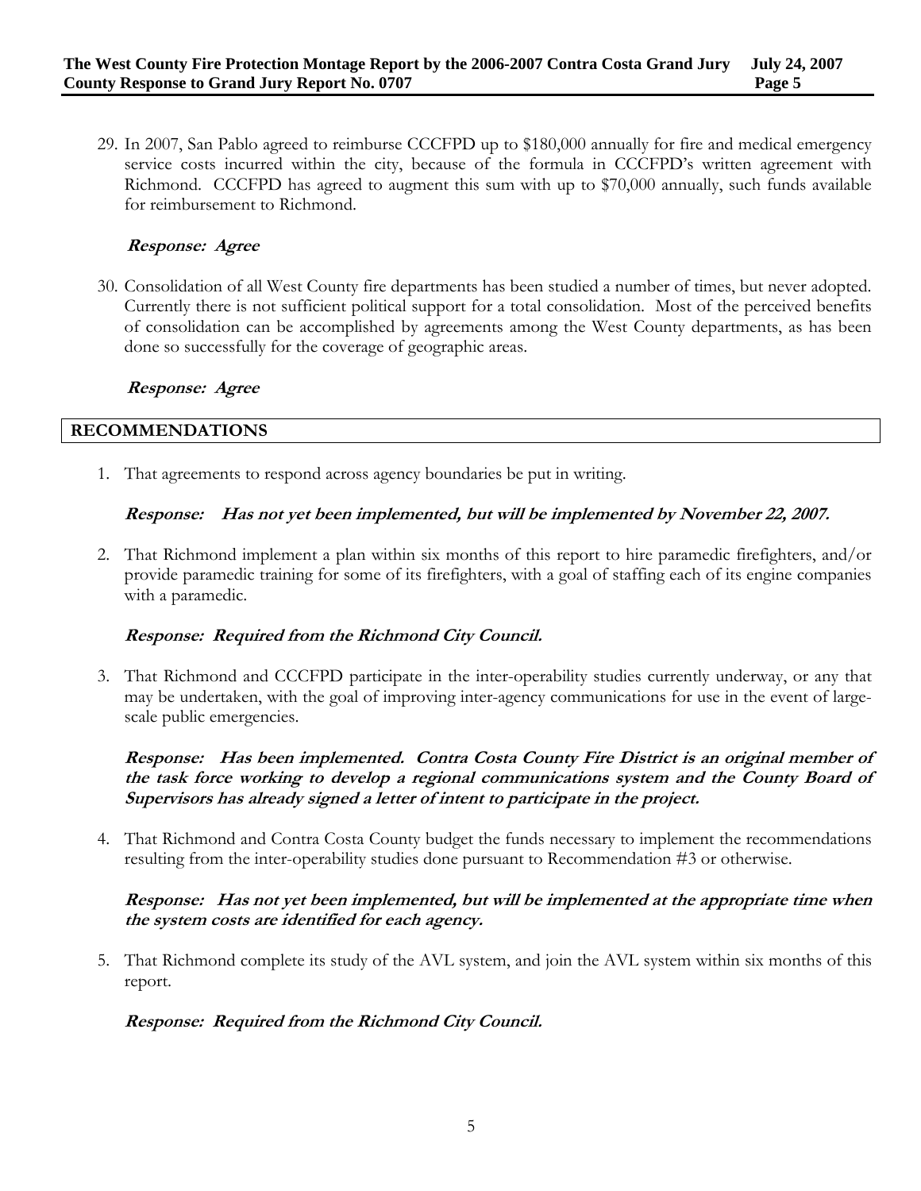29. In 2007, San Pablo agreed to reimburse CCCFPD up to $180,000 annually for fire and medical emergency service costs incurred within the city, because of the formula in CCCFPD's written agreement with Richmond. CCCFPD has agreed to augment this sum with up to $70,000 annually, such funds available for reimbursement to Richmond.

   ***Response: Agree***

30. Consolidation of all West County fire departments has been studied a number of times, but never adopted. Currently there is not sufficient political support for a total consolidation. Most of the perceived benefits of consolidation can be accomplished by agreements among the West County departments, as has been done so successfully for the coverage of geographic areas.

   ***Response: Agree***

## RECOMMENDATIONS

1. That agreements to respond across agency boundaries be put in writing.

   ***Response: Has not yet been implemented, but will be implemented by November 22, 2007.***

2. That Richmond implement a plan within six months of this report to hire paramedic firefighters, and/or provide paramedic training for some of its firefighters, with a goal of staffing each of its engine companies with a paramedic.

   ***Response: Required from the Richmond City Council.***

3. That Richmond and CCCFPD participate in the inter-operability studies currently underway, or any that may be undertaken, with the goal of improving inter-agency communications for use in the event of large-scale public emergencies.

   ***Response: Has been implemented. Contra Costa County Fire District is an original member of the task force working to develop a regional communications system and the County Board of Supervisors has already signed a letter of intent to participate in the project.***

4. That Richmond and Contra Costa County budget the funds necessary to implement the recommendations resulting from the inter-operability studies done pursuant to Recommendation #3 or otherwise.

   ***Response: Has not yet been implemented, but will be implemented at the appropriate time when the system costs are identified for each agency.***

5. That Richmond complete its study of the AVL system, and join the AVL system within six months of this report.

   ***Response: Required from the Richmond City Council.***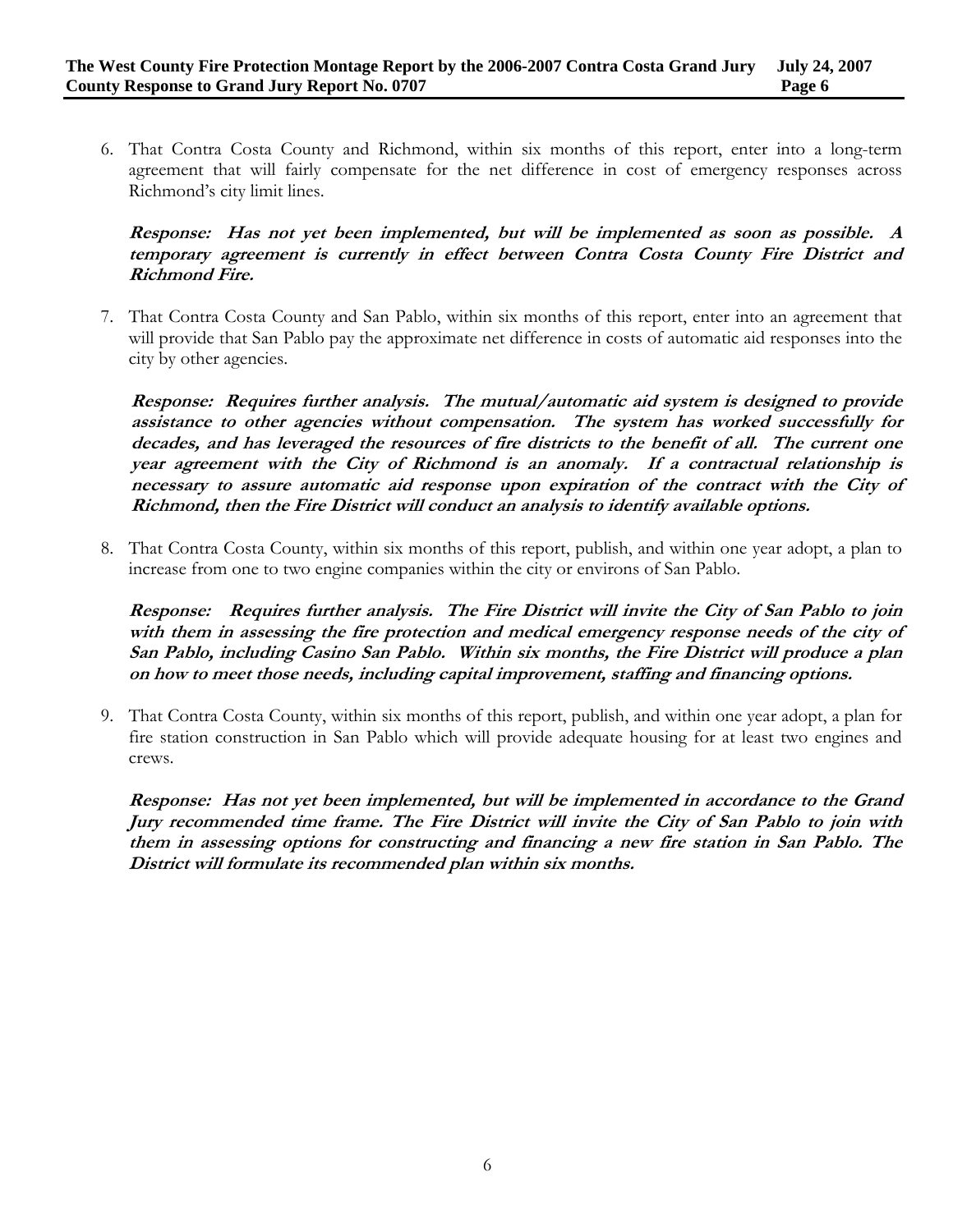6. That Contra Costa County and Richmond, within six months of this report, enter into a long-term agreement that will fairly compensate for the net difference in cost of emergency responses across Richmond's city limit lines.

   ***Response: Has not yet been implemented, but will be implemented as soon as possible. A temporary agreement is currently in effect between Contra Costa County Fire District and Richmond Fire.***

7. That Contra Costa County and San Pablo, within six months of this report, enter into an agreement that will provide that San Pablo pay the approximate net difference in costs of automatic aid responses into the city by other agencies.

   ***Response: Requires further analysis. The mutual/automatic aid system is designed to provide assistance to other agencies without compensation. The system has worked successfully for decades, and has leveraged the resources of fire districts to the benefit of all. The current one year agreement with the City of Richmond is an anomaly. If a contractual relationship is necessary to assure automatic aid response upon expiration of the contract with the City of Richmond, then the Fire District will conduct an analysis to identify available options.***

8. That Contra Costa County, within six months of this report, publish, and within one year adopt, a plan to increase from one to two engine companies within the city or environs of San Pablo.

   ***Response: Requires further analysis. The Fire District will invite the City of San Pablo to join with them in assessing the fire protection and medical emergency response needs of the city of San Pablo, including Casino San Pablo. Within six months, the Fire District will produce a plan on how to meet those needs, including capital improvement, staffing and financing options.***

9. That Contra Costa County, within six months of this report, publish, and within one year adopt, a plan for fire station construction in San Pablo which will provide adequate housing for at least two engines and crews.

   ***Response: Has not yet been implemented, but will be implemented in accordance to the Grand Jury recommended time frame. The Fire District will invite the City of San Pablo to join with them in assessing options for constructing and financing a new fire station in San Pablo. The District will formulate its recommended plan within six months.***